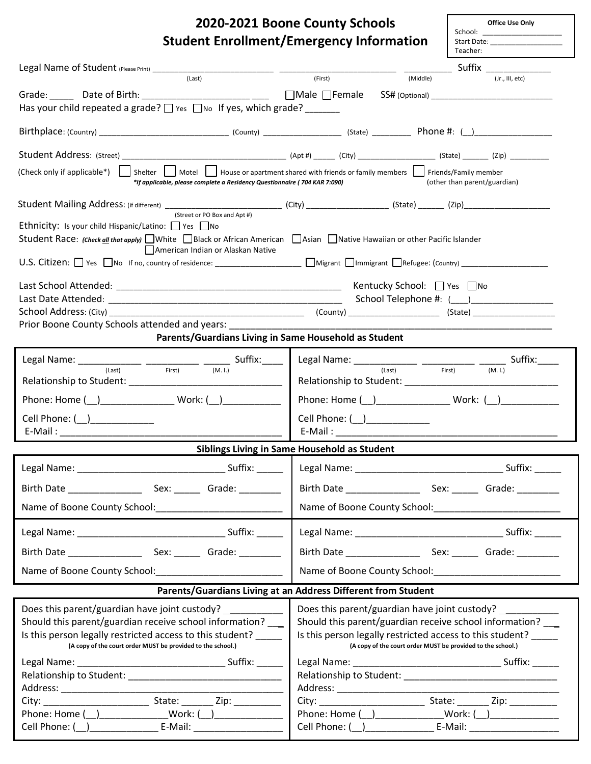# 2020-2021 Boone County Schools
## Student Enrollment/Emergency Information

**Office Use Only**
School: ____________________
Start Date: ___________________
Teacher:

Legal Name of Student (Please Print) ________________________ (Last) ______________________ (First) _________ (Middle) Suffix ____________ (Jr., III, etc)

Grade: _____ Date of Birth: _____________________ ___ ☐Male ☐Female SS# (Optional) _________________________

Has your child repeated a grade? ☐ Yes ☐No If yes, which grade? _______

Birthplace: (Country) ___________________________ (County) _________________ (State) ________ Phone #: (__)________________

Student Address: (Street) __________________________________ (Apt #) _____ (City) _________________ (State) ______ (Zip) _________

(Check only if applicable*) ☐ Shelter ☐ Motel ☐ House or apartment shared with friends or family members ☐ Friends/Family member (other than parent/guardian)

*\*If applicable, please complete a Residency Questionnaire ( 704 KAR 7:090)*

Student Mailing Address: (if different) ______________________ (Street or PO Box and Apt #) (City) _________________ (State) ______ (Zip)_________________

Ethnicity: Is your child Hispanic/Latino: ☐ Yes ☐No

Student Race: (Check all that apply) ☐White ☐Black or African American ☐Asian ☐Native Hawaiian or other Pacific Islander ☐American Indian or Alaskan Native

U.S. Citizen: ☐ Yes ☐No If no, country of residence: ___________________ ☐Migrant ☐Immigrant ☐Refugee: (Country) ___________________

Last School Attended: ____________________________________________ Kentucky School: ☐ Yes ☐No

Last Date Attended: ______________________________________________ School Telephone #: (___)_________________

School Address: (City) _______________________________________ (County) ___________________ (State) _________________

Prior Boone County Schools attended and years: ___________________________________________________________________

### Parents/Guardians Living in Same Household as Student

| | |
|---|---|
| Legal Name: ____________ (Last) __________ (First) _____ (M. I.) Suffix:____ | Legal Name: ____________ (Last) __________ (First) _____ (M. I.) Suffix:____ |
| Relationship to Student: ______________________________ | Relationship to Student: ______________________________ |
| Phone: Home (__)______________ Work: (__)___________ | Phone: Home (__)______________ Work: (__)___________ |
| Cell Phone: (__)____________ | Cell Phone: (__)____________ |
| E-Mail : ___________________________________________ | E-Mail : ___________________________________________ |

### Siblings Living in Same Household as Student

| | |
|---|---|
| Legal Name: _____________________________ Suffix: _____ | Legal Name: _____________________________ Suffix: _____ |
| Birth Date ______________ Sex: _____ Grade: ________ | Birth Date ______________ Sex: _____ Grade: ________ |
| Name of Boone County School:________________________ | Name of Boone County School:________________________ |
| Legal Name: _____________________________ Suffix: _____ | Legal Name: _____________________________ Suffix: _____ |
| Birth Date ______________ Sex: _____ Grade: ________ | Birth Date ______________ Sex: _____ Grade: ________ |
| Name of Boone County School:________________________ | Name of Boone County School:________________________ |

### Parents/Guardians Living at an Address Different from Student

| | |
|---|---|
| Does this parent/guardian have joint custody? ___________ | Does this parent/guardian have joint custody? ___________ |
| Should this parent/guardian receive school information? __ | Should this parent/guardian receive school information? __ |
| Is this person legally restricted access to this student? _____ | Is this person legally restricted access to this student? _____ |
| **(A copy of the court order MUST be provided to the school.)** | **(A copy of the court order MUST be provided to the school.)** |
| Legal Name: _____________________________ Suffix: _____ | Legal Name: _____________________________ Suffix: _____ |
| Relationship to Student: ______________________________ | Relationship to Student: ______________________________ |
| Address: ___________________________________________ | Address: ___________________________________________ |
| City: ____________________ State: ______ Zip: _________ | City: ____________________ State: ______ Zip: _________ |
| Phone: Home (__)_____________Work: (__)_____________ | Phone: Home (__)_____________Work: (__)_____________ |
| Cell Phone: (__)_____________ E-Mail: _________________ | Cell Phone: (__)_____________ E-Mail: _________________ |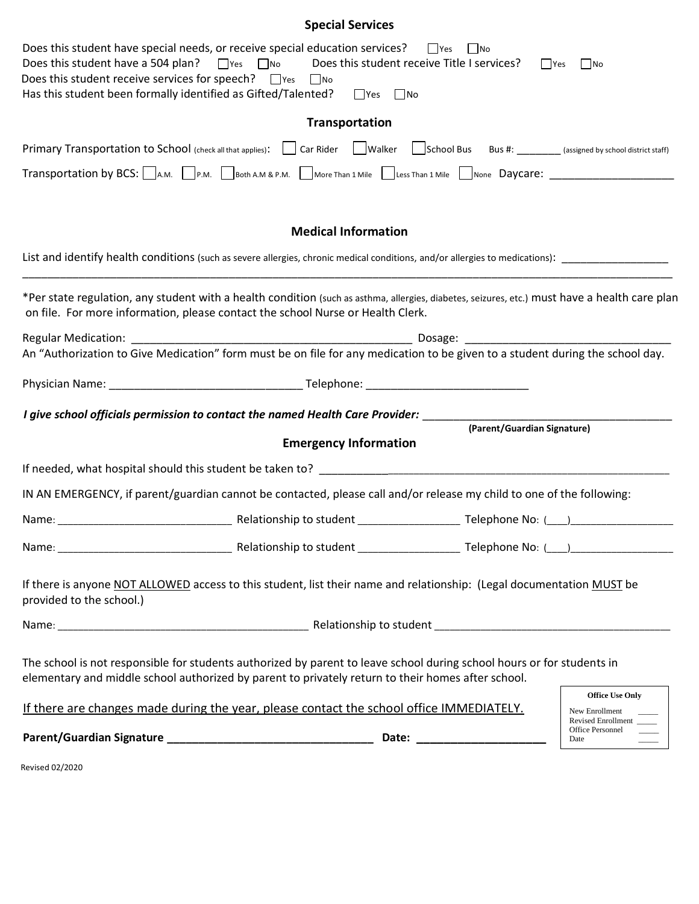## Special Services

Does this student have special needs, or receive special education services? ☐ Yes ☐ No

Does this student have a 504 plan? ☐ Yes ☐ No Does this student receive Title I services? ☐ Yes ☐ No

Does this student receive services for speech? ☐ Yes ☐ No

Has this student been formally identified as Gifted/Talented? ☐ Yes ☐ No

## Transportation

Primary Transportation to School (check all that applies): ☐ Car Rider ☐ Walker ☐ School Bus Bus #: ________ (assigned by school district staff)

Transportation by BCS: ☐ A.M. ☐ P.M. ☐ Both A.M & P.M. ☐ More Than 1 Mile ☐ Less Than 1 Mile ☐ None Daycare: ____________________

## Medical Information

List and identify health conditions (such as severe allergies, chronic medical conditions, and/or allergies to medications): __________________

________________________________________________________________________________________________

*Per state regulation, any student with a health condition (such as asthma, allergies, diabetes, seizures, etc.) must have a health care plan on file. For more information, please contact the school Nurse or Health Clerk.

Regular Medication: _____________________________________________ Dosage: _________________________________

An "Authorization to Give Medication" form must be on file for any medication to be given to a student during the school day.

Physician Name: ______________________________ Telephone: _________________________

***I give school officials permission to contact the named Health Care Provider:*** ________________________________________

**(Parent/Guardian Signature)**

## Emergency Information

If needed, what hospital should this student be taken to? ____________________________________________________________

IN AN EMERGENCY, if parent/guardian cannot be contacted, please call and/or release my child to one of the following:

Name: ____________________________ Relationship to student ________________ Telephone No: (___)_________________

Name: ____________________________ Relationship to student ________________ Telephone No: (___)_________________

If there is anyone <u>NOT ALLOWED</u> access to this student, list their name and relationship: (Legal documentation <u>MUST</u> be provided to the school.)

Name: _________________________________________ Relationship to student _______________________________________

The school is not responsible for students authorized by parent to leave school during school hours or for students in elementary and middle school authorized by parent to privately return to their homes after school.

<u>If there are changes made during the year, please contact the school office IMMEDIATELY.</u>

**Parent/Guardian Signature** ________________________________ **Date:** ____________________

| Office Use Only | |
| --- | --- |
| New Enrollment | _____ |
| Revised Enrollment | _____ |
| Office Personnel | _____ |
| Date | _____ |

Revised 02/2020